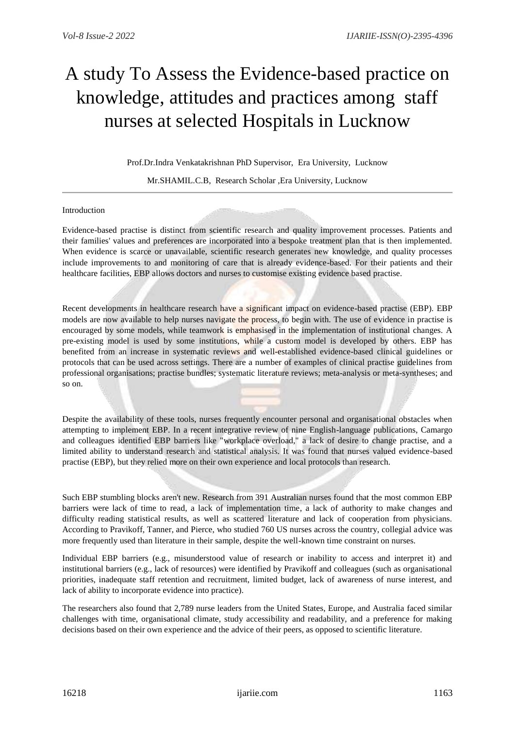# A study To Assess the Evidence-based practice on knowledge, attitudes and practices among staff nurses at selected Hospitals in Lucknow

Prof.Dr.Indra Venkatakrishnan PhD Supervisor, Era University, Lucknow

Mr.SHAMIL.C.B, Research Scholar ,Era University, Lucknow

---

Introduction

Evidence-based practise is distinct from scientific research and quality improvement processes. Patients and their families' values and preferences are incorporated into a bespoke treatment plan that is then implemented. When evidence is scarce or unavailable, scientific research generates new knowledge, and quality processes include improvements to and monitoring of care that is already evidence-based. For their patients and their healthcare facilities, EBP allows doctors and nurses to customise existing evidence based practise.

Recent developments in healthcare research have a significant impact on evidence-based practise (EBP). EBP models are now available to help nurses navigate the process, to begin with. The use of evidence in practise is encouraged by some models, while teamwork is emphasised in the implementation of institutional changes. A pre-existing model is used by some institutions, while a custom model is developed by others. EBP has benefited from an increase in systematic reviews and well-established evidence-based clinical guidelines or protocols that can be used across settings. There are a number of examples of clinical practise guidelines from professional organisations; practise bundles; systematic literature reviews; meta-analysis or meta-syntheses; and so on.

Despite the availability of these tools, nurses frequently encounter personal and organisational obstacles when attempting to implement EBP. In a recent integrative review of nine English-language publications, Camargo and colleagues identified EBP barriers like "workplace overload," a lack of desire to change practise, and a limited ability to understand research and statistical analysis. It was found that nurses valued evidence-based practise (EBP), but they relied more on their own experience and local protocols than research.

Such EBP stumbling blocks aren't new. Research from 391 Australian nurses found that the most common EBP barriers were lack of time to read, a lack of implementation time, a lack of authority to make changes and difficulty reading statistical results, as well as scattered literature and lack of cooperation from physicians. According to Pravikoff, Tanner, and Pierce, who studied 760 US nurses across the country, collegial advice was more frequently used than literature in their sample, despite the well-known time constraint on nurses.

Individual EBP barriers (e.g., misunderstood value of research or inability to access and interpret it) and institutional barriers (e.g., lack of resources) were identified by Pravikoff and colleagues (such as organisational priorities, inadequate staff retention and recruitment, limited budget, lack of awareness of nurse interest, and lack of ability to incorporate evidence into practice).

The researchers also found that 2,789 nurse leaders from the United States, Europe, and Australia faced similar challenges with time, organisational climate, study accessibility and readability, and a preference for making decisions based on their own experience and the advice of their peers, as opposed to scientific literature.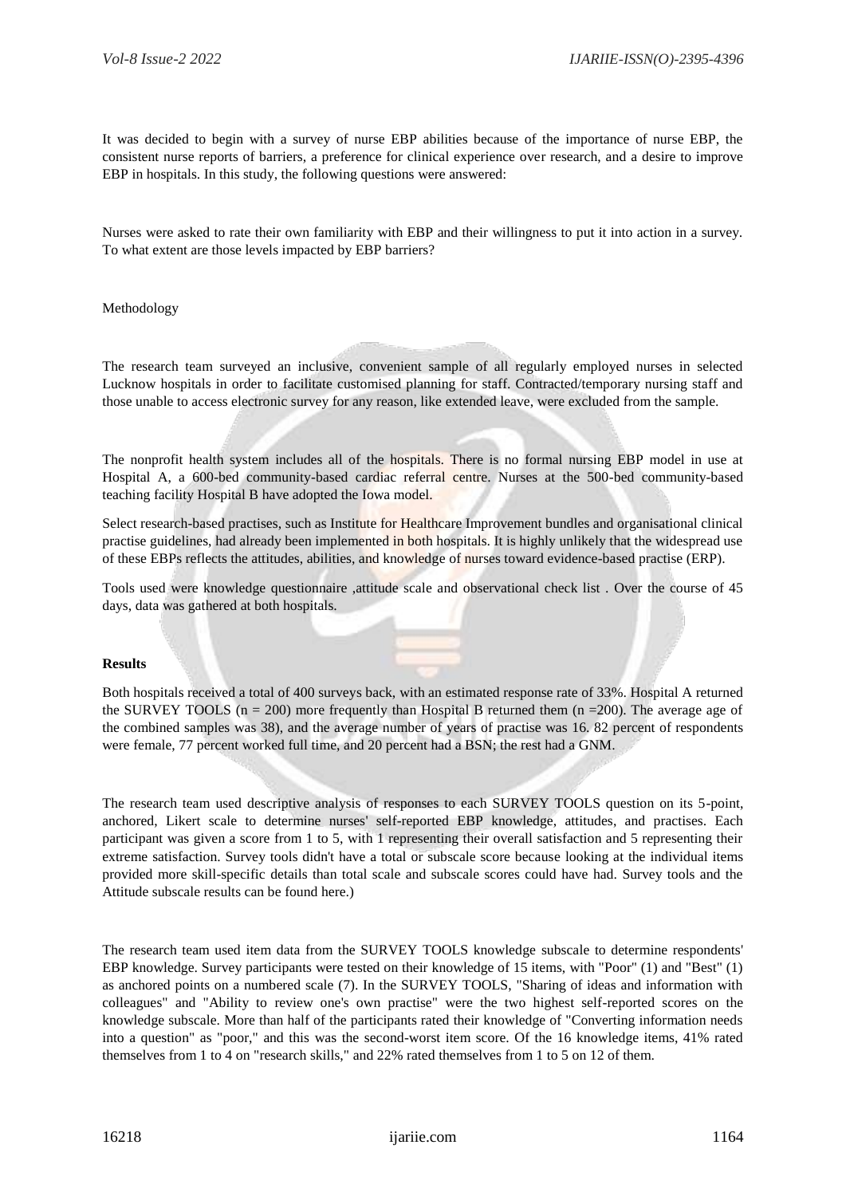It was decided to begin with a survey of nurse EBP abilities because of the importance of nurse EBP, the consistent nurse reports of barriers, a preference for clinical experience over research, and a desire to improve EBP in hospitals. In this study, the following questions were answered:

Nurses were asked to rate their own familiarity with EBP and their willingness to put it into action in a survey. To what extent are those levels impacted by EBP barriers?

Methodology

The research team surveyed an inclusive, convenient sample of all regularly employed nurses in selected Lucknow hospitals in order to facilitate customised planning for staff. Contracted/temporary nursing staff and those unable to access electronic survey for any reason, like extended leave, were excluded from the sample.

The nonprofit health system includes all of the hospitals. There is no formal nursing EBP model in use at Hospital A, a 600-bed community-based cardiac referral centre. Nurses at the 500-bed community-based teaching facility Hospital B have adopted the Iowa model.

Select research-based practises, such as Institute for Healthcare Improvement bundles and organisational clinical practise guidelines, had already been implemented in both hospitals. It is highly unlikely that the widespread use of these EBPs reflects the attitudes, abilities, and knowledge of nurses toward evidence-based practise (ERP).

Tools used were knowledge questionnaire ,attitude scale and observational check list . Over the course of 45 days, data was gathered at both hospitals.

**Results**

Both hospitals received a total of 400 surveys back, with an estimated response rate of 33%. Hospital A returned the SURVEY TOOLS (n = 200) more frequently than Hospital B returned them (n =200). The average age of the combined samples was 38), and the average number of years of practise was 16. 82 percent of respondents were female, 77 percent worked full time, and 20 percent had a BSN; the rest had a GNM.

The research team used descriptive analysis of responses to each SURVEY TOOLS question on its 5-point, anchored, Likert scale to determine nurses' self-reported EBP knowledge, attitudes, and practises. Each participant was given a score from 1 to 5, with 1 representing their overall satisfaction and 5 representing their extreme satisfaction. Survey tools didn't have a total or subscale score because looking at the individual items provided more skill-specific details than total scale and subscale scores could have had. Survey tools and the Attitude subscale results can be found here.)

The research team used item data from the SURVEY TOOLS knowledge subscale to determine respondents' EBP knowledge. Survey participants were tested on their knowledge of 15 items, with "Poor" (1) and "Best" (1) as anchored points on a numbered scale (7). In the SURVEY TOOLS, "Sharing of ideas and information with colleagues" and "Ability to review one's own practise" were the two highest self-reported scores on the knowledge subscale. More than half of the participants rated their knowledge of "Converting information needs into a question" as "poor," and this was the second-worst item score. Of the 16 knowledge items, 41% rated themselves from 1 to 4 on "research skills," and 22% rated themselves from 1 to 5 on 12 of them.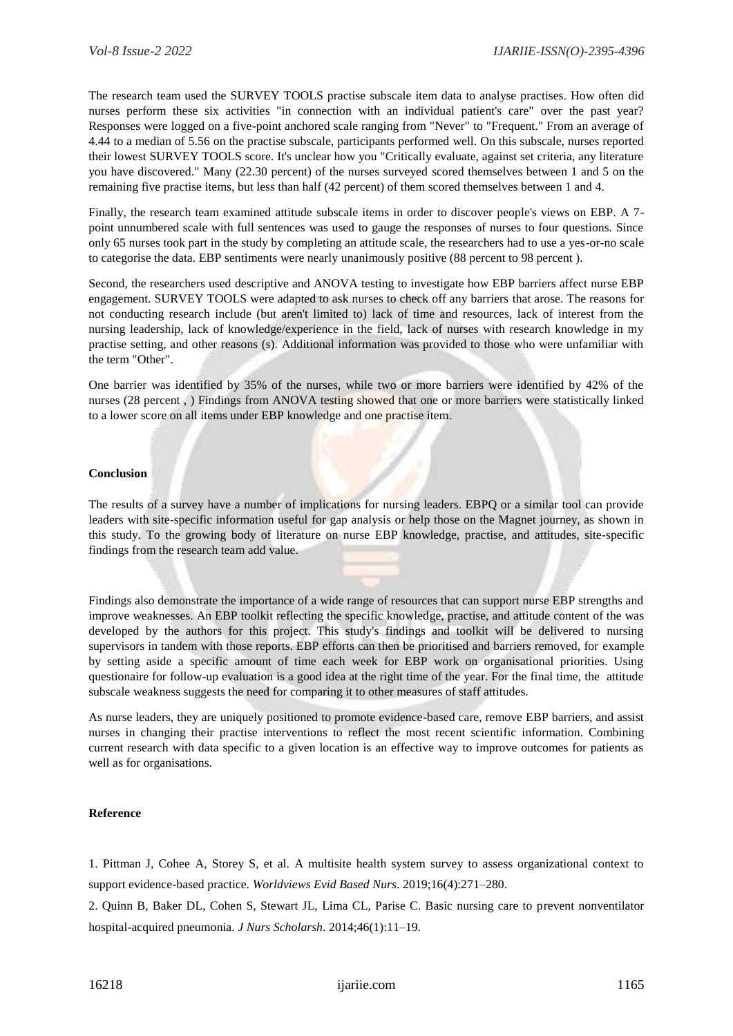The research team used the SURVEY TOOLS practise subscale item data to analyse practises. How often did nurses perform these six activities "in connection with an individual patient's care" over the past year? Responses were logged on a five-point anchored scale ranging from "Never" to "Frequent." From an average of 4.44 to a median of 5.56 on the practise subscale, participants performed well. On this subscale, nurses reported their lowest SURVEY TOOLS score. It's unclear how you "Critically evaluate, against set criteria, any literature you have discovered." Many (22.30 percent) of the nurses surveyed scored themselves between 1 and 5 on the remaining five practise items, but less than half (42 percent) of them scored themselves between 1 and 4.

Finally, the research team examined attitude subscale items in order to discover people's views on EBP. A 7-point unnumbered scale with full sentences was used to gauge the responses of nurses to four questions. Since only 65 nurses took part in the study by completing an attitude scale, the researchers had to use a yes-or-no scale to categorise the data. EBP sentiments were nearly unanimously positive (88 percent to 98 percent ).

Second, the researchers used descriptive and ANOVA testing to investigate how EBP barriers affect nurse EBP engagement. SURVEY TOOLS were adapted to ask nurses to check off any barriers that arose. The reasons for not conducting research include (but aren't limited to) lack of time and resources, lack of interest from the nursing leadership, lack of knowledge/experience in the field, lack of nurses with research knowledge in my practise setting, and other reasons (s). Additional information was provided to those who were unfamiliar with the term "Other".

One barrier was identified by 35% of the nurses, while two or more barriers were identified by 42% of the nurses (28 percent , ) Findings from ANOVA testing showed that one or more barriers were statistically linked to a lower score on all items under EBP knowledge and one practise item.

**Conclusion**

The results of a survey have a number of implications for nursing leaders. EBPQ or a similar tool can provide leaders with site-specific information useful for gap analysis or help those on the Magnet journey, as shown in this study. To the growing body of literature on nurse EBP knowledge, practise, and attitudes, site-specific findings from the research team add value.

Findings also demonstrate the importance of a wide range of resources that can support nurse EBP strengths and improve weaknesses. An EBP toolkit reflecting the specific knowledge, practise, and attitude content of the was developed by the authors for this project. This study's findings and toolkit will be delivered to nursing supervisors in tandem with those reports. EBP efforts can then be prioritised and barriers removed, for example by setting aside a specific amount of time each week for EBP work on organisational priorities. Using questionaire for follow-up evaluation is a good idea at the right time of the year. For the final time, the attitude subscale weakness suggests the need for comparing it to other measures of staff attitudes.

As nurse leaders, they are uniquely positioned to promote evidence-based care, remove EBP barriers, and assist nurses in changing their practise interventions to reflect the most recent scientific information. Combining current research with data specific to a given location is an effective way to improve outcomes for patients as well as for organisations.

**Reference**

1. Pittman J, Cohee A, Storey S, et al. A multisite health system survey to assess organizational context to support evidence-based practice. *Worldviews Evid Based Nurs*. 2019;16(4):271–280.

2. Quinn B, Baker DL, Cohen S, Stewart JL, Lima CL, Parise C. Basic nursing care to prevent nonventilator hospital-acquired pneumonia. *J Nurs Scholarsh*. 2014;46(1):11–19.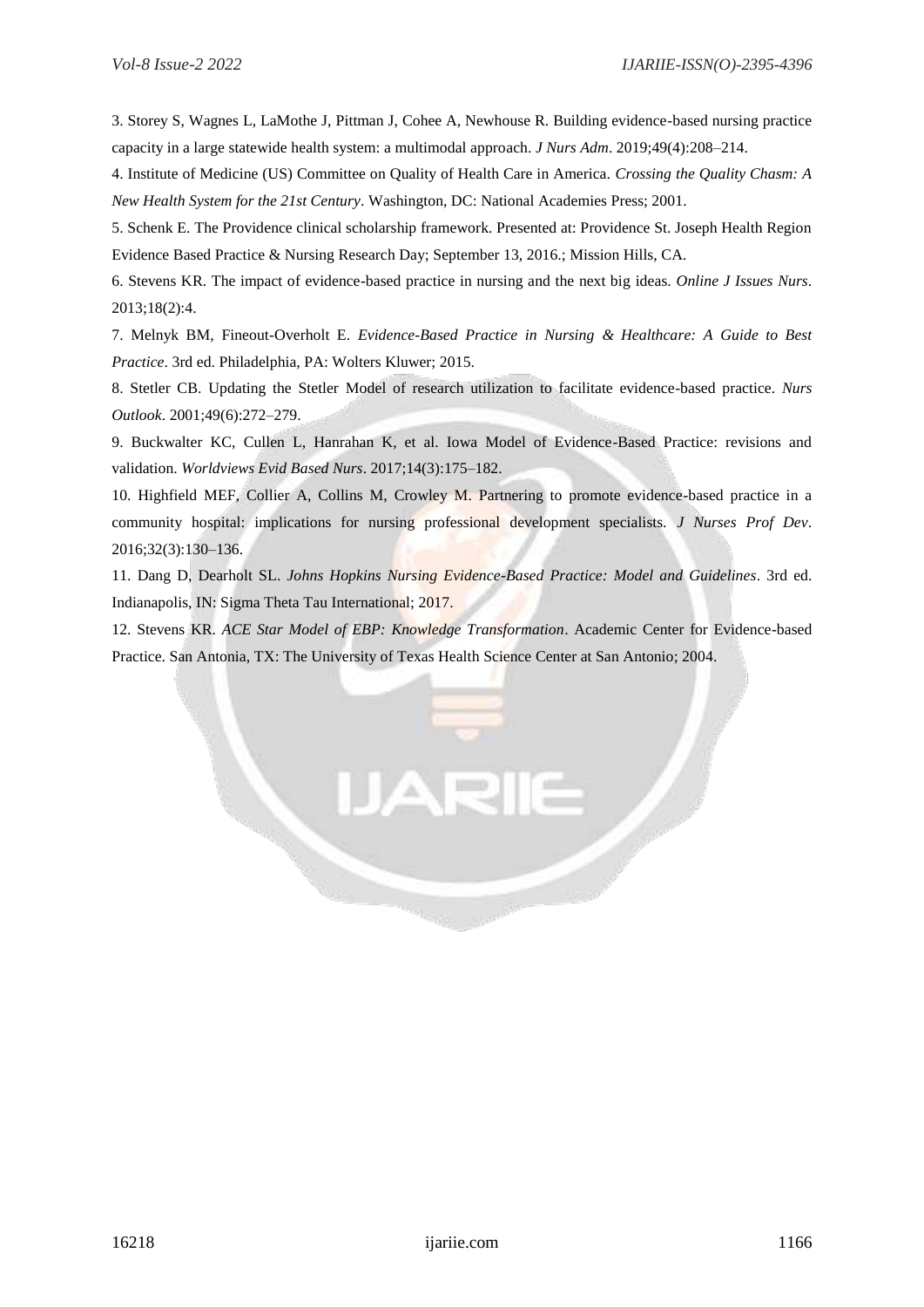3. Storey S, Wagnes L, LaMothe J, Pittman J, Cohee A, Newhouse R. Building evidence-based nursing practice capacity in a large statewide health system: a multimodal approach. *J Nurs Adm*. 2019;49(4):208–214.

4. Institute of Medicine (US) Committee on Quality of Health Care in America. *Crossing the Quality Chasm: A New Health System for the 21st Century*. Washington, DC: National Academies Press; 2001.

5. Schenk E. The Providence clinical scholarship framework. Presented at: Providence St. Joseph Health Region Evidence Based Practice & Nursing Research Day; September 13, 2016.; Mission Hills, CA.

6. Stevens KR. The impact of evidence-based practice in nursing and the next big ideas. *Online J Issues Nurs*. 2013;18(2):4.

7. Melnyk BM, Fineout-Overholt E. *Evidence-Based Practice in Nursing & Healthcare: A Guide to Best Practice*. 3rd ed. Philadelphia, PA: Wolters Kluwer; 2015.

8. Stetler CB. Updating the Stetler Model of research utilization to facilitate evidence-based practice. *Nurs Outlook*. 2001;49(6):272–279.

9. Buckwalter KC, Cullen L, Hanrahan K, et al. Iowa Model of Evidence-Based Practice: revisions and validation. *Worldviews Evid Based Nurs*. 2017;14(3):175–182.

10. Highfield MEF, Collier A, Collins M, Crowley M. Partnering to promote evidence-based practice in a community hospital: implications for nursing professional development specialists. *J Nurses Prof Dev*. 2016;32(3):130–136.

11. Dang D, Dearholt SL. *Johns Hopkins Nursing Evidence-Based Practice: Model and Guidelines*. 3rd ed. Indianapolis, IN: Sigma Theta Tau International; 2017.

12. Stevens KR. *ACE Star Model of EBP: Knowledge Transformation*. Academic Center for Evidence-based Practice. San Antonia, TX: The University of Texas Health Science Center at San Antonio; 2004.